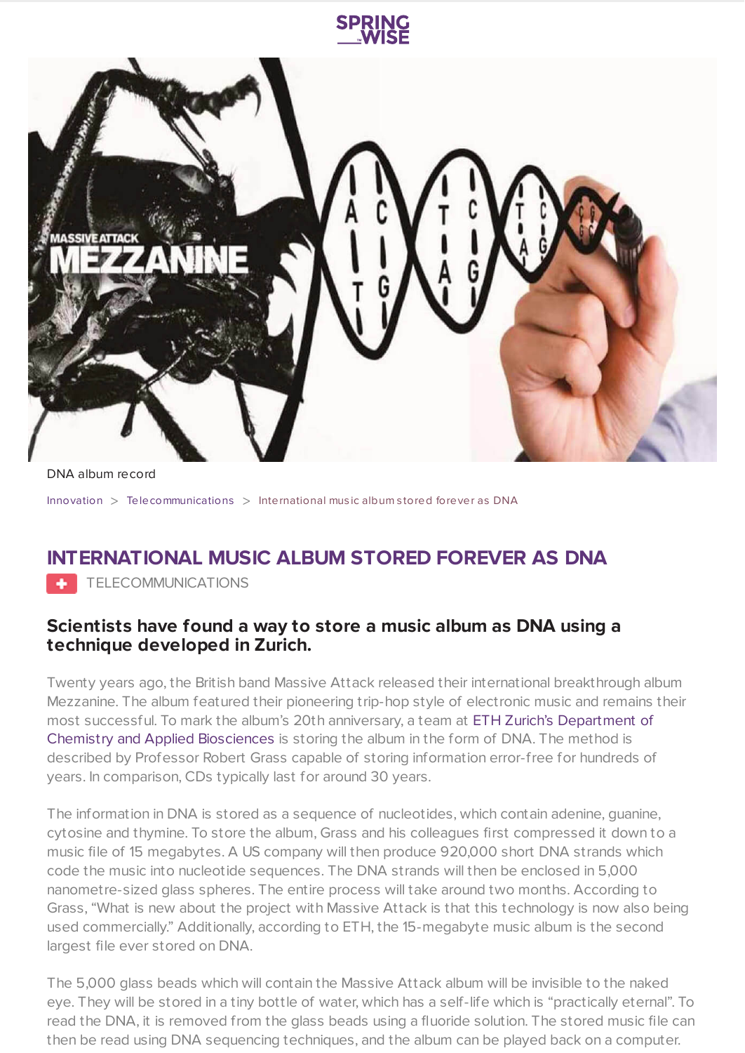DNA album record

Innovation > Telecommunications > International music album stored forever as DNA

# INTERNATIONAL MUSIC ALBUM STORED FOREVER AS DNA

TELECOMMUNICATIONS

### Scientists have found a way to store a music album as DNA using a technique developed in Zurich.

Twenty years ago, the British band Massive Attack released their international breakthrough album Mezzanine. The album featured their pioneering trip-hop style of electronic music and remains their most successful. To mark the album's 20th anniversary, a team at ETH Zurich's Department of Chemistry and Applied Biosciences is storing the album in the form of DNA. The method is described by Professor Robert Grass capable of storing information error-free for hundreds of years. In comparison, CDs typically last for around 30 years.

The information in DNA is stored as a sequence of nucleotides, which contain adenine, guanine, cytosine and thymine. To store the album, Grass and his colleagues first compressed it down to a music file of 15 megabytes. A US company will then produce 920,000 short DNA strands which code the music into nucleotide sequences. The DNA strands will then be enclosed in 5,000 nanometre-sized glass spheres. The entire process will take around two months. According to Grass, "What is new about the project with Massive Attack is that this technology is now also being used commercially." Additionally, according to ETH, the 15-megabyte music album is the second largest file ever stored on DNA.

The 5,000 glass beads which will contain the Massive Attack album will be invisible to the naked eye. They will be stored in a tiny bottle of water, which has a self-life which is "practically eternal". To read the DNA, it is removed from the glass beads using a fluoride solution. The stored music file can then be read using DNA sequencing techniques, and the album can be played back on a computer.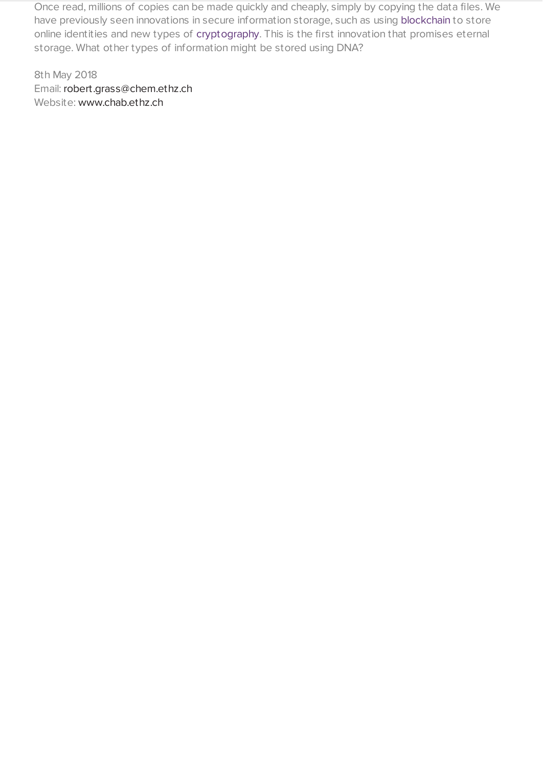Once read, millions of copies can be made quickly and cheaply, simply by copying the data files. We have previously seen innovations in secure information storage, such as using blockchain to store online identities and new types of cryptography. This is the first innovation that promises eternal storage. What other types of information might be stored using DNA?

8th May 2018
Email: robert.grass@chem.ethz.ch
Website: www.chab.ethz.ch